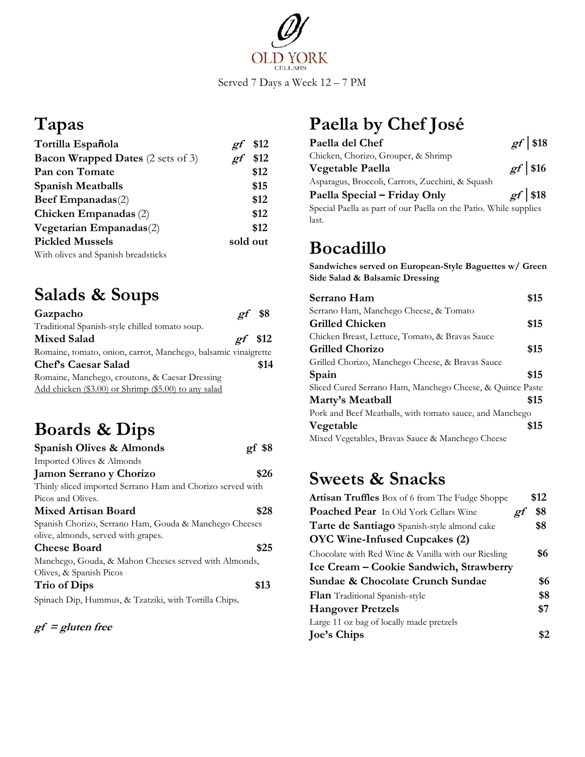# OLD YORK CELLARS

Served 7 Days a Week 12 – 7 PM

## Tapas

| Item | | Price |
|---|---|---|
| **Tortilla Española** | *gf* | $12 |
| **Bacon Wrapped Dates** (2 sets of 3) | *gf* | $12 |
| **Pan con Tomate** | | $12 |
| **Spanish Meatballs** | | $15 |
| **Beef Empanadas**(2) | | $12 |
| **Chicken Empanadas** (2) | | $12 |
| **Vegetarian Empanadas**(2) | | $12 |
| **Pickled Mussels** | | sold out |

With olives and Spanish breadsticks

## Salads & Soups

**Gazpacho** *gf* $8
Traditional Spanish-style chilled tomato soup.

**Mixed Salad** *gf* $12
Romaine, tomato, onion, carrot, Manchego, balsamic vinaigrette

**Chef's Caesar Salad** $14
Romaine, Manchego, croutons, & Caesar Dressing

Add chicken ($3.00) or Shrimp ($5.00) to any salad

## Boards & Dips

**Spanish Olives & Almonds** gf $8
Imported Olives & Almonds

**Jamon Serrano y Chorizo** $26
Thinly sliced imported Serrano Ham and Chorizo served with Picos and Olives.

**Mixed Artisan Board** $28
Spanish Chorizo, Serrano Ham, Gouda & Manchego Cheeses olive, almonds, served with grapes.

**Cheese Board** $25
Manchego, Gouda, & Mahon Cheeses served with Almonds, Olives, & Spanish Picos

**Trio of Dips** $13
Spinach Dip, Hummus, & Tzatziki, with Tortilla Chips.

***gf = gluten free***

## Paella by Chef José

**Paella del Chef** *gf* | $18
Chicken, Chorizo, Grouper, & Shrimp

**Vegetable Paella** *gf* | $16
Asparagus, Broccoli, Carrots, Zucchini, & Squash

**Paella Special – Friday Only** *gf* | $18
Special Paella as part of our Paella on the Patio. While supplies last.

## Bocadillo

**Sandwiches served on European-Style Baguettes w/ Green Side Salad & Balsamic Dressing**

**Serrano Ham** $15
Serrano Ham, Manchego Cheese, & Tomato

**Grilled Chicken** $15
Chicken Breast, Lettuce, Tomato, & Bravas Sauce

**Grilled Chorizo** $15
Grilled Chorizo, Manchego Cheese, & Bravas Sauce

**Spain** $15
Sliced Cured Serrano Ham, Manchego Cheese, & Quince Paste

**Marty's Meatball** $15
Pork and Beef Meatballs, with tomato sauce, and Manchego

**Vegetable** $15
Mixed Vegetables, Bravas Sauce & Manchego Cheese

## Sweets & Snacks

| Item | | Price |
|---|---|---|
| **Artisan Truffles** Box of 6 from The Fudge Shoppe | | $12 |
| **Poached Pear** In Old York Cellars Wine | *gf* | $8 |
| **Tarte de Santiago** Spanish-style almond cake | | $8 |
| **OYC Wine-Infused Cupcakes (2)** Chocolate with Red Wine & Vanilla with our Riesling | | $6 |
| **Ice Cream – Cookie Sandwich, Strawberry Sundae & Chocolate Crunch Sundae** | | $6 |
| **Flan** Traditional Spanish-style | | $8 |
| **Hangover Pretzels** Large 11 oz bag of locally made pretzels | | $7 |
| **Joe's Chips** | | $2 |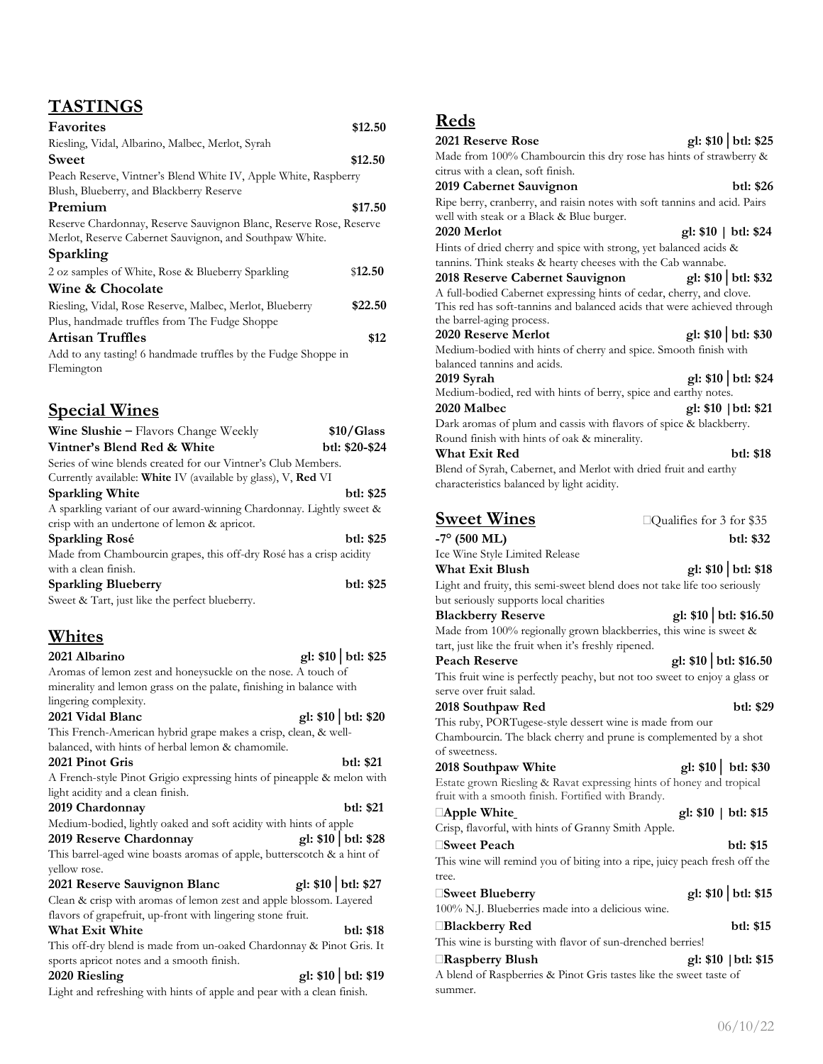## TASTINGS

**Favorites** **$12.50**
Riesling, Vidal, Albarino, Malbec, Merlot, Syrah

**Sweet** **$12.50**
Peach Reserve, Vintner's Blend White IV, Apple White, Raspberry Blush, Blueberry, and Blackberry Reserve

**Premium** **$17.50**
Reserve Chardonnay, Reserve Sauvignon Blanc, Reserve Rose, Reserve Merlot, Reserve Cabernet Sauvignon, and Southpaw White.

**Sparkling**
2 oz samples of White, Rose & Blueberry Sparkling $**12.50**

**Wine & Chocolate**
Riesling, Vidal, Rose Reserve, Malbec, Merlot, Blueberry **$22.50**
Plus, handmade truffles from The Fudge Shoppe

**Artisan Truffles** **$12**
Add to any tasting! 6 handmade truffles by the Fudge Shoppe in Flemington

## Special Wines

**Wine Slushie –** Flavors Change Weekly **$10/Glass**

**Vintner's Blend Red & White** **btl: $20-$24**
Series of wine blends created for our Vintner's Club Members. Currently available: **White** IV (available by glass), V, **Red** VI

**Sparkling White** **btl: $25**
A sparkling variant of our award-winning Chardonnay. Lightly sweet & crisp with an undertone of lemon & apricot.

**Sparkling Rosé** **btl: $25**
Made from Chambourcin grapes, this off-dry Rosé has a crisp acidity with a clean finish.

**Sparkling Blueberry** **btl: $25**
Sweet & Tart, just like the perfect blueberry.

## Whites

**2021 Albarino** **gl: $10 | btl: $25**
Aromas of lemon zest and honeysuckle on the nose. A touch of minerality and lemon grass on the palate, finishing in balance with lingering complexity.

**2021 Vidal Blanc** **gl: $10 | btl: $20**
This French-American hybrid grape makes a crisp, clean, & well-balanced, with hints of herbal lemon & chamomile.

**2021 Pinot Gris** **btl: $21**
A French-style Pinot Grigio expressing hints of pineapple & melon with light acidity and a clean finish.

**2019 Chardonnay** **btl: $21**
Medium-bodied, lightly oaked and soft acidity with hints of apple

**2019 Reserve Chardonnay** **gl: $10 | btl: $28**
This barrel-aged wine boasts aromas of apple, butterscotch & a hint of yellow rose.

**2021 Reserve Sauvignon Blanc** **gl: $10 | btl: $27**
Clean & crisp with aromas of lemon zest and apple blossom. Layered flavors of grapefruit, up-front with lingering stone fruit.

**What Exit White** **btl: $18**
This off-dry blend is made from un-oaked Chardonnay & Pinot Gris. It sports apricot notes and a smooth finish.

**2020 Riesling** **gl: $10 | btl: $19**
Light and refreshing with hints of apple and pear with a clean finish.

## Reds

**2021 Reserve Rose** **gl: $10 | btl: $25**
Made from 100% Chambourcin this dry rose has hints of strawberry & citrus with a clean, soft finish.

**2019 Cabernet Sauvignon** **btl: $26**
Ripe berry, cranberry, and raisin notes with soft tannins and acid. Pairs well with steak or a Black & Blue burger.

**2020 Merlot** **gl: $10 | btl: $24**
Hints of dried cherry and spice with strong, yet balanced acids & tannins. Think steaks & hearty cheeses with the Cab wannabe.

**2018 Reserve Cabernet Sauvignon** **gl: $10 | btl: $32**
A full-bodied Cabernet expressing hints of cedar, cherry, and clove. This red has soft-tannins and balanced acids that were achieved through the barrel-aging process.

**2020 Reserve Merlot** **gl: $10 | btl: $30**
Medium-bodied with hints of cherry and spice. Smooth finish with balanced tannins and acids.

**2019 Syrah** **gl: $10 | btl: $24**
Medium-bodied, red with hints of berry, spice and earthy notes.

**2020 Malbec** **gl: $10 | btl: $21**
Dark aromas of plum and cassis with flavors of spice & blackberry. Round finish with hints of oak & minerality.

**What Exit Red** **btl: $18**
Blend of Syrah, Cabernet, and Merlot with dried fruit and earthy characteristics balanced by light acidity.

## Sweet Wines

☐Qualifies for 3 for $35

**-7° (500 ML)** **btl: $32**
Ice Wine Style Limited Release

**What Exit Blush** **gl: $10 | btl: $18**
Light and fruity, this semi-sweet blend does not take life too seriously but seriously supports local charities

**Blackberry Reserve** **gl: $10 | btl: $16.50**
Made from 100% regionally grown blackberries, this wine is sweet & tart, just like the fruit when it's freshly ripened.

**Peach Reserve** **gl: $10 | btl: $16.50**
This fruit wine is perfectly peachy, but not too sweet to enjoy a glass or serve over fruit salad.

**2018 Southpaw Red** **btl: $29**
This ruby, PORTugese-style dessert wine is made from our Chambourcin. The black cherry and prune is complemented by a shot of sweetness.

**2018 Southpaw White** **gl: $10 | btl: $30**
Estate grown Riesling & Ravat expressing hints of honey and tropical fruit with a smooth finish. Fortified with Brandy.

☐**Apple White** **gl: $10 | btl: $15**
Crisp, flavorful, with hints of Granny Smith Apple.

☐**Sweet Peach** **btl: $15**
This wine will remind you of biting into a ripe, juicy peach fresh off the tree.

☐**Sweet Blueberry** **gl: $10 | btl: $15**
100% N.J. Blueberries made into a delicious wine.

☐**Blackberry Red** **btl: $15**
This wine is bursting with flavor of sun-drenched berries!

☐**Raspberry Blush** **gl: $10 | btl: $15**
A blend of Raspberries & Pinot Gris tastes like the sweet taste of summer.

06/10/22